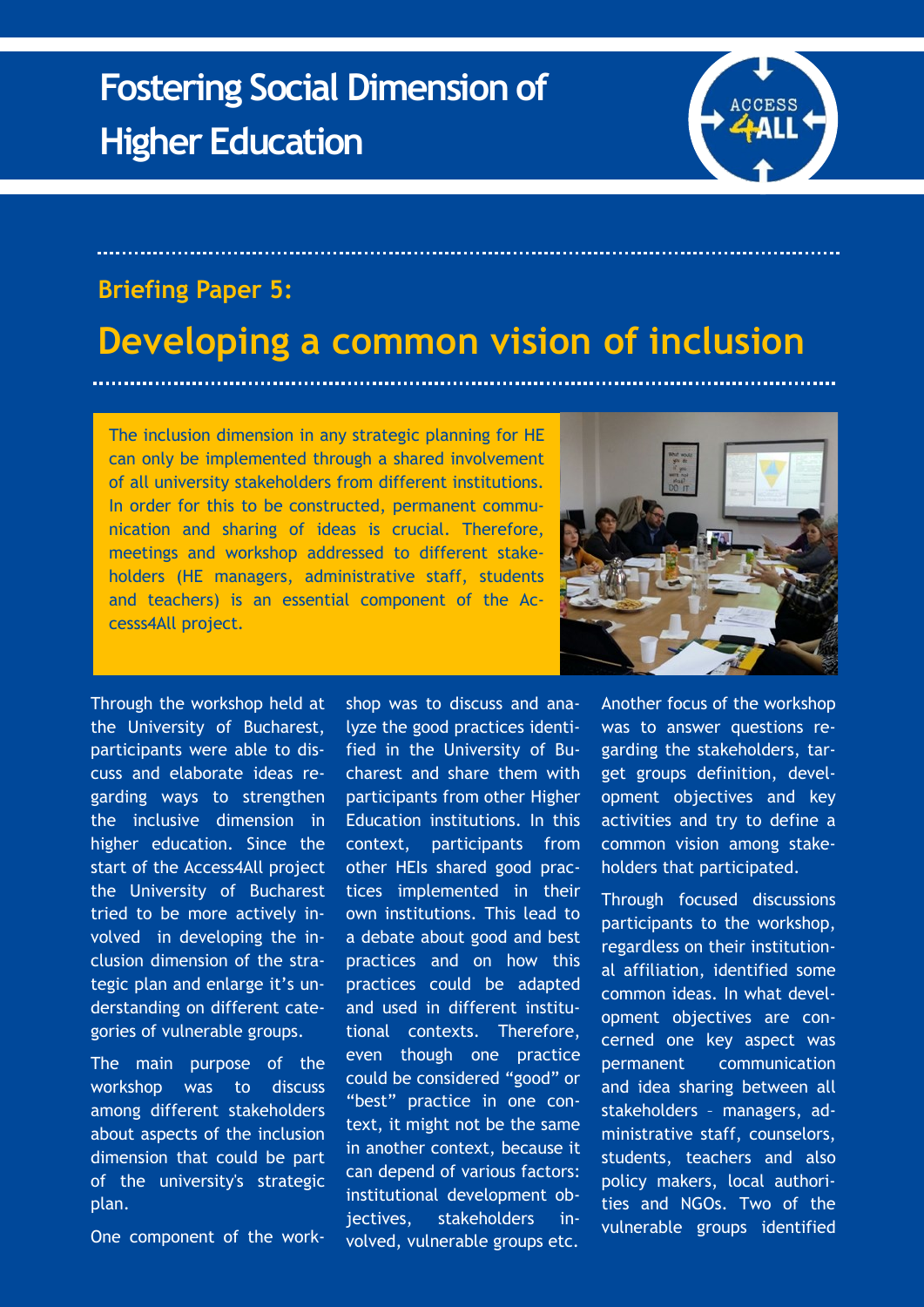# Fostering Social Dimension of Higher Education

## Briefing Paper 5:

# Developing a common vision of inclusion

The inclusion dimension in any strategic planning for HE can only be implemented through a shared involvement of all university stakeholders from different institutions. In order for this to be constructed, permanent communication and sharing of ideas is crucial. Therefore, meetings and workshop addressed to different stakeholders (HE managers, administrative staff, students and teachers) is an essential component of the Accesss4All project.

Through the workshop held at the University of Bucharest, participants were able to discuss and elaborate ideas regarding ways to strengthen the inclusive dimension in higher education. Since the start of the Access4All project the University of Bucharest tried to be more actively involved in developing the inclusion dimension of the strategic plan and enlarge it's understanding on different categories of vulnerable groups.

The main purpose of the workshop was to discuss among different stakeholders about aspects of the inclusion dimension that could be part of the university's strategic plan.

One component of the workshop was to discuss and analyze the good practices identified in the University of Bucharest and share them with participants from other Higher Education institutions. In this context, participants from other HEIs shared good practices implemented in their own institutions. This lead to a debate about good and best practices and on how this practices could be adapted and used in different institutional contexts. Therefore, even though one practice could be considered "good" or "best" practice in one context, it might not be the same in another context, because it can depend of various factors: institutional development objectives, stakeholders involved, vulnerable groups etc.

Another focus of the workshop was to answer questions regarding the stakeholders, target groups definition, development objectives and key activities and try to define a common vision among stakeholders that participated.

Through focused discussions participants to the workshop, regardless on their institutional affiliation, identified some common ideas. In what development objectives are concerned one key aspect was permanent communication and idea sharing between all stakeholders – managers, administrative staff, counselors, students, teachers and also policy makers, local authorities and NGOs. Two of the vulnerable groups identified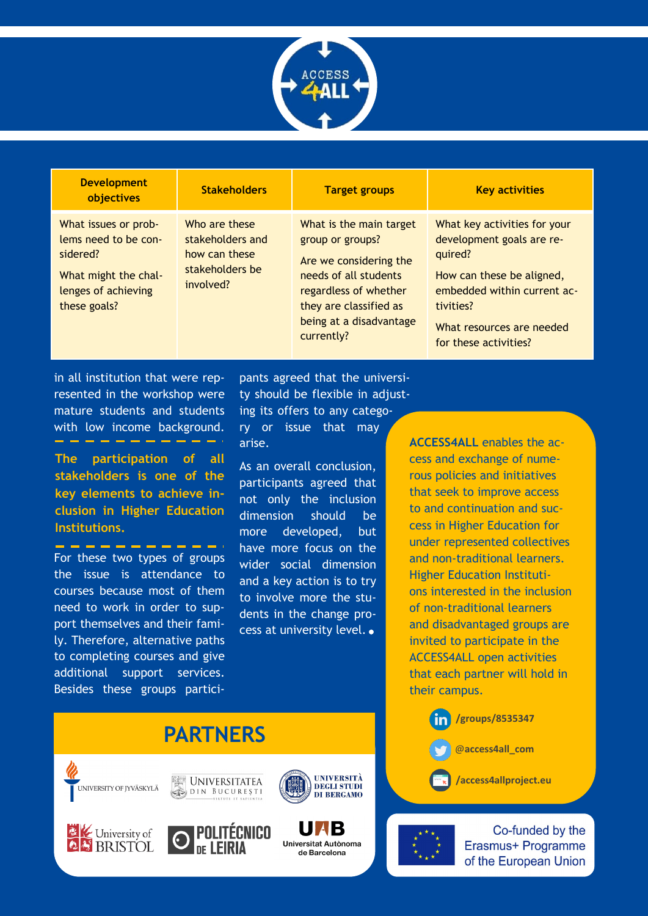ACCESS 4ALL

| Development objectives | Stakeholders | Target groups | Key activities |
| --- | --- | --- | --- |
| What issues or problems need to be considered?<br><br>What might the challenges of achieving these goals? | Who are these stakeholders and how can these stakeholders be involved? | What is the main target group or groups?<br><br>Are we considering the needs of all students regardless of whether they are classified as being at a disadvantage currently? | What key activities for your development goals are required?<br><br>How can these be aligned, embedded within current activities?<br><br>What resources are needed for these activities? |

in all institution that were represented in the workshop were mature students and students with low income background.

**The participation of all stakeholders is one of the key elements to achieve inclusion in Higher Education Institutions.**

For these two types of groups the issue is attendance to courses because most of them need to work in order to support themselves and their family. Therefore, alternative paths to completing courses and give additional support services. Besides these groups participants agreed that the university should be flexible in adjusting its offers to any category or issue that may arise.

As an overall conclusion, participants agreed that not only the inclusion dimension should be more developed, but have more focus on the wider social dimension and a key action is to try to involve more the students in the change process at university level.

**ACCESS4ALL** enables the access and exchange of numerous policies and initiatives that seek to improve access to and continuation and success in Higher Education for under represented collectives and non-traditional learners. Higher Education Institutions interested in the inclusion of non-traditional learners and disadvantaged groups are invited to participate in the ACCESS4ALL open activities that each partner will hold in their campus.

/groups/8535347

@access4all_com

/access4allproject.eu

## PARTNERS

University of Jyväskylä

Universitatea din București

Università degli Studi di Bergamo

University of Bristol

Politécnico de Leiria

UAB Universitat Autònoma de Barcelona

Co-funded by the Erasmus+ Programme of the European Union